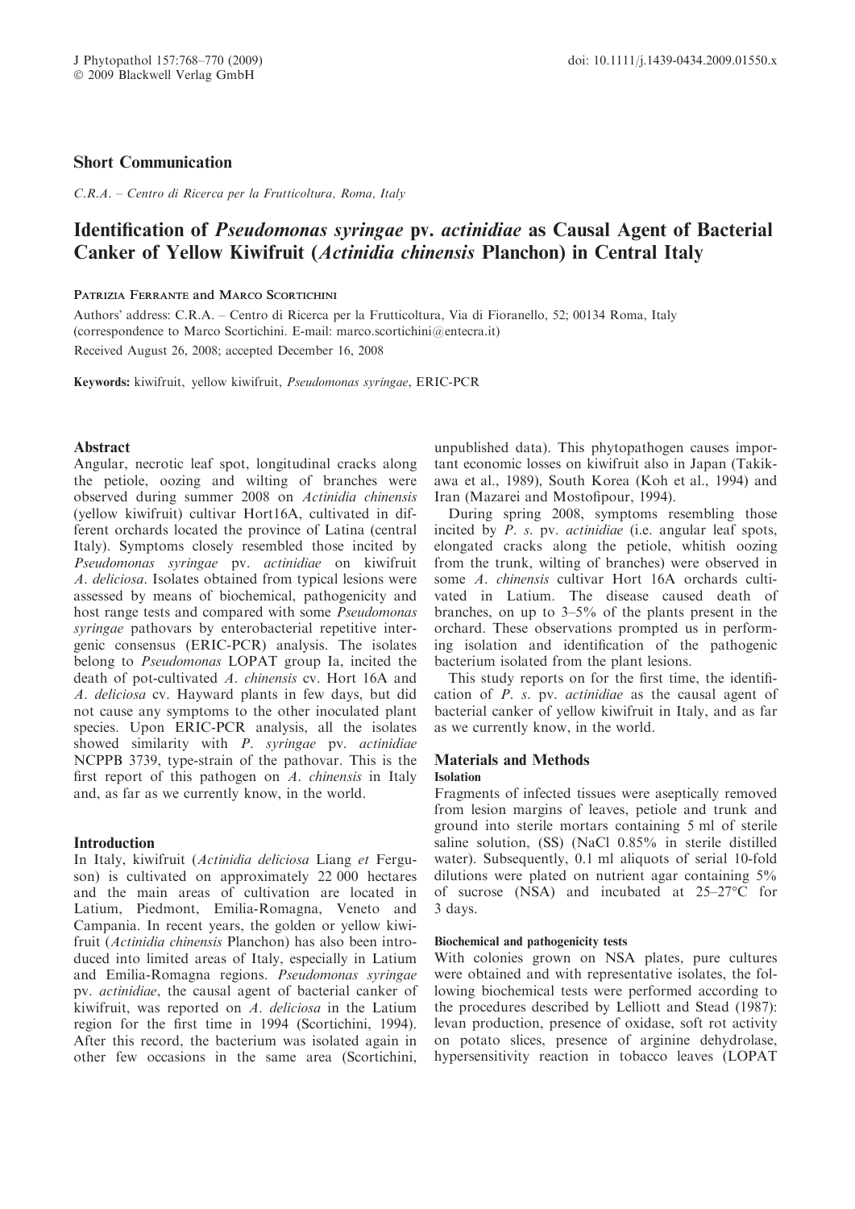**Short Communication**

*C.R.A. – Centro di Ricerca per la Frutticoltura, Roma, Italy*

# Identification of *Pseudomonas syringae* pv. *actinidiae* as Causal Agent of Bacterial Canker of Yellow Kiwifruit (*Actinidia chinensis* Planchon) in Central Italy

Patrizia Ferrante and Marco Scortichini

Authors' address: C.R.A. – Centro di Ricerca per la Frutticoltura, Via di Fioranello, 52; 00134 Roma, Italy (correspondence to Marco Scortichini. E-mail: marco.scortichini@entecra.it)

Received August 26, 2008; accepted December 16, 2008

**Keywords:** kiwifruit, yellow kiwifruit, *Pseudomonas syringae*, ERIC-PCR

## Abstract

Angular, necrotic leaf spot, longitudinal cracks along the petiole, oozing and wilting of branches were observed during summer 2008 on *Actinidia chinensis* (yellow kiwifruit) cultivar Hort16A, cultivated in different orchards located the province of Latina (central Italy). Symptoms closely resembled those incited by *Pseudomonas syringae* pv. *actinidiae* on kiwifruit *A. deliciosa*. Isolates obtained from typical lesions were assessed by means of biochemical, pathogenicity and host range tests and compared with some *Pseudomonas syringae* pathovars by enterobacterial repetitive intergenic consensus (ERIC-PCR) analysis. The isolates belong to *Pseudomonas* LOPAT group Ia, incited the death of pot-cultivated *A. chinensis* cv. Hort 16A and *A. deliciosa* cv. Hayward plants in few days, but did not cause any symptoms to the other inoculated plant species. Upon ERIC-PCR analysis, all the isolates showed similarity with *P. syringae* pv. *actinidiae* NCPPB 3739, type-strain of the pathovar. This is the first report of this pathogen on *A. chinensis* in Italy and, as far as we currently know, in the world.

## Introduction

In Italy, kiwifruit (*Actinidia deliciosa* Liang *et* Ferguson) is cultivated on approximately 22 000 hectares and the main areas of cultivation are located in Latium, Piedmont, Emilia-Romagna, Veneto and Campania. In recent years, the golden or yellow kiwifruit (*Actinidia chinensis* Planchon) has also been introduced into limited areas of Italy, especially in Latium and Emilia-Romagna regions. *Pseudomonas syringae* pv. *actinidiae*, the causal agent of bacterial canker of kiwifruit, was reported on *A. deliciosa* in the Latium region for the first time in 1994 (Scortichini, 1994). After this record, the bacterium was isolated again in other few occasions in the same area (Scortichini, unpublished data). This phytopathogen causes important economic losses on kiwifruit also in Japan (Takikawa et al., 1989), South Korea (Koh et al., 1994) and Iran (Mazarei and Mostofipour, 1994).

During spring 2008, symptoms resembling those incited by *P. s.* pv. *actinidiae* (i.e. angular leaf spots, elongated cracks along the petiole, whitish oozing from the trunk, wilting of branches) were observed in some *A. chinensis* cultivar Hort 16A orchards cultivated in Latium. The disease caused death of branches, on up to 3–5% of the plants present in the orchard. These observations prompted us in performing isolation and identification of the pathogenic bacterium isolated from the plant lesions.

This study reports on for the first time, the identification of *P. s.* pv. *actinidiae* as the causal agent of bacterial canker of yellow kiwifruit in Italy, and as far as we currently know, in the world.

## Materials and Methods

### Isolation

Fragments of infected tissues were aseptically removed from lesion margins of leaves, petiole and trunk and ground into sterile mortars containing 5 ml of sterile saline solution, (SS) (NaCl 0.85% in sterile distilled water). Subsequently, 0.1 ml aliquots of serial 10-fold dilutions were plated on nutrient agar containing 5% of sucrose (NSA) and incubated at 25–27°C for 3 days.

### Biochemical and pathogenicity tests

With colonies grown on NSA plates, pure cultures were obtained and with representative isolates, the following biochemical tests were performed according to the procedures described by Lelliott and Stead (1987): levan production, presence of oxidase, soft rot activity on potato slices, presence of arginine dehydrolase, hypersensitivity reaction in tobacco leaves (LOPAT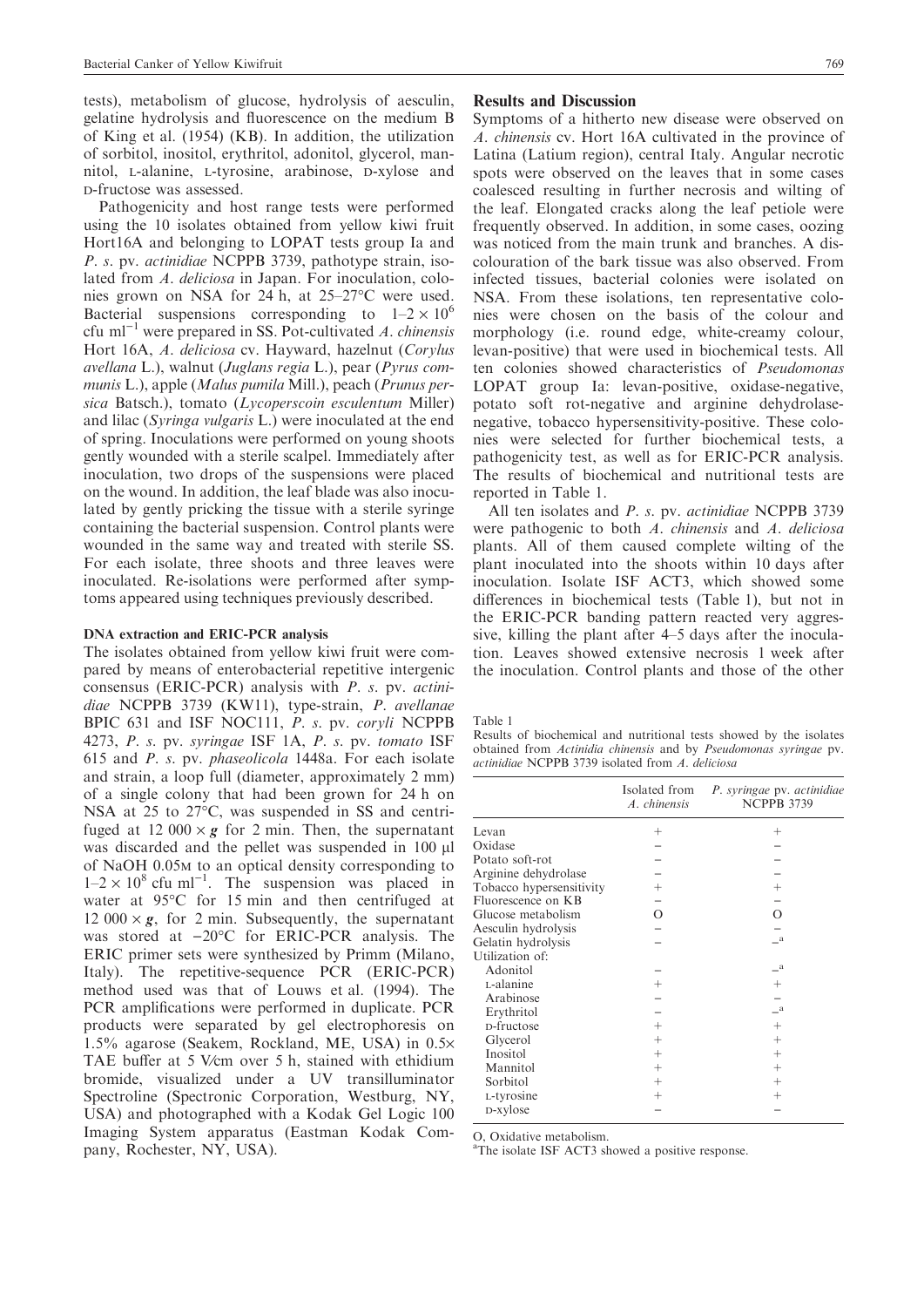tests), metabolism of glucose, hydrolysis of aesculin, gelatine hydrolysis and fluorescence on the medium B of King et al. (1954) (KB). In addition, the utilization of sorbitol, inositol, erythritol, adonitol, glycerol, mannitol, L-alanine, L-tyrosine, arabinose, D-xylose and D-fructose was assessed.

Pathogenicity and host range tests were performed using the 10 isolates obtained from yellow kiwi fruit Hort16A and belonging to LOPAT tests group Ia and *P. s.* pv. *actinidiae* NCPPB 3739, pathotype strain, isolated from *A. deliciosa* in Japan. For inoculation, colonies grown on NSA for 24 h, at 25–27°C were used. Bacterial suspensions corresponding to $1–2 \times 10^6$ cfu ml$^{-1}$ were prepared in SS. Pot-cultivated *A. chinensis* Hort 16A, *A. deliciosa* cv. Hayward, hazelnut (*Corylus avellana* L.), walnut (*Juglans regia* L.), pear (*Pyrus communis* L.), apple (*Malus pumila* Mill.), peach (*Prunus persica* Batsch.), tomato (*Lycoperscoin esculentum* Miller) and lilac (*Syringa vulgaris* L.) were inoculated at the end of spring. Inoculations were performed on young shoots gently wounded with a sterile scalpel. Immediately after inoculation, two drops of the suspensions were placed on the wound. In addition, the leaf blade was also inoculated by gently pricking the tissue with a sterile syringe containing the bacterial suspension. Control plants were wounded in the same way and treated with sterile SS. For each isolate, three shoots and three leaves were inoculated. Re-isolations were performed after symptoms appeared using techniques previously described.

### DNA extraction and ERIC-PCR analysis

The isolates obtained from yellow kiwi fruit were compared by means of enterobacterial repetitive intergenic consensus (ERIC-PCR) analysis with *P. s.* pv. *actinidiae* NCPPB 3739 (KW11), type-strain, *P. avellanae* BPIC 631 and ISF NOC111, *P. s.* pv. *coryli* NCPPB 4273, *P. s.* pv. *syringae* ISF 1A, *P. s.* pv. *tomato* ISF 615 and *P. s.* pv. *phaseolicola* 1448a. For each isolate and strain, a loop full (diameter, approximately 2 mm) of a single colony that had been grown for 24 h on NSA at 25 to 27°C, was suspended in SS and centrifuged at $12\,000 \times g$ for 2 min. Then, the supernatant was discarded and the pellet was suspended in 100 μl of NaOH 0.05M to an optical density corresponding to $1–2 \times 10^8$ cfu ml$^{-1}$. The suspension was placed in water at 95°C for 15 min and then centrifuged at $12\,000 \times g$, for 2 min. Subsequently, the supernatant was stored at −20°C for ERIC-PCR analysis. The ERIC primer sets were synthesized by Primm (Milano, Italy). The repetitive-sequence PCR (ERIC-PCR) method used was that of Louws et al. (1994). The PCR amplifications were performed in duplicate. PCR products were separated by gel electrophoresis on 1.5% agarose (Seakem, Rockland, ME, USA) in 0.5× TAE buffer at 5 V/cm over 5 h, stained with ethidium bromide, visualized under a UV transilluminator Spectroline (Spectronic Corporation, Westburg, NY, USA) and photographed with a Kodak Gel Logic 100 Imaging System apparatus (Eastman Kodak Company, Rochester, NY, USA).

## Results and Discussion

Symptoms of a hitherto new disease were observed on *A. chinensis* cv. Hort 16A cultivated in the province of Latina (Latium region), central Italy. Angular necrotic spots were observed on the leaves that in some cases coalesced resulting in further necrosis and wilting of the leaf. Elongated cracks along the leaf petiole were frequently observed. In addition, in some cases, oozing was noticed from the main trunk and branches. A discolouration of the bark tissue was also observed. From infected tissues, bacterial colonies were isolated on NSA. From these isolations, ten representative colonies were chosen on the basis of the colour and morphology (i.e. round edge, white-creamy colour, levan-positive) that were used in biochemical tests. All ten colonies showed characteristics of *Pseudomonas* LOPAT group Ia: levan-positive, oxidase-negative, potato soft rot-negative and arginine dehydrolase-negative, tobacco hypersensitivity-positive. These colonies were selected for further biochemical tests, a pathogenicity test, as well as for ERIC-PCR analysis. The results of biochemical and nutritional tests are reported in Table 1.

All ten isolates and *P. s.* pv. *actinidiae* NCPPB 3739 were pathogenic to both *A. chinensis* and *A. deliciosa* plants. All of them caused complete wilting of the plant inoculated into the shoots within 10 days after inoculation. Isolate ISF ACT3, which showed some differences in biochemical tests (Table 1), but not in the ERIC-PCR banding pattern reacted very aggressive, killing the plant after 4–5 days after the inoculation. Leaves showed extensive necrosis 1 week after the inoculation. Control plants and those of the other

Table 1
Results of biochemical and nutritional tests showed by the isolates obtained from *Actinidia chinensis* and by *Pseudomonas syringae* pv. *actinidiae* NCPPB 3739 isolated from *A. deliciosa*

| | Isolated from *A. chinensis* | *P. syringae* pv. *actinidiae* NCPPB 3739 |
|---|---|---|
| Levan | + | + |
| Oxidase | − | − |
| Potato soft-rot | − | − |
| Arginine dehydrolase | − | − |
| Tobacco hypersensitivity | + | + |
| Fluorescence on KB | − | − |
| Glucose metabolism | O | O |
| Aesculin hydrolysis | − | − |
| Gelatin hydrolysis | − | −[a] |
| Utilization of: | | |
| Adonitol | − | −[a] |
| L-alanine | + | + |
| Arabinose | − | − |
| Erythritol | − | −[a] |
| D-fructose | + | + |
| Glycerol | + | + |
| Inositol | + | + |
| Mannitol | + | + |
| Sorbitol | + | + |
| L-tyrosine | + | + |
| D-xylose | − | − |

O, Oxidative metabolism.
[a]The isolate ISF ACT3 showed a positive response.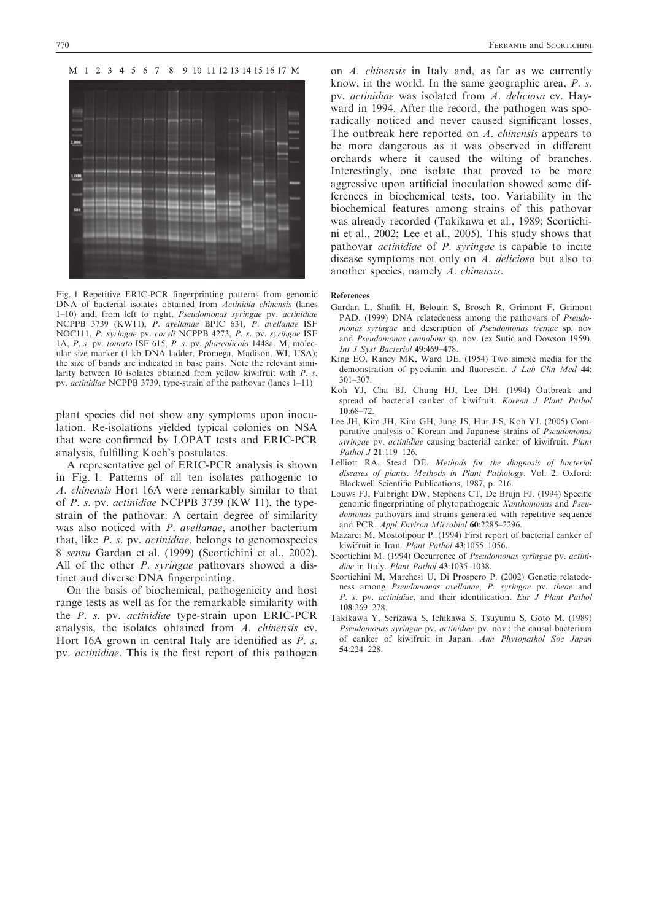M 1 2 3 4 5 6 7 8 9 10 11 12 13 14 15 16 17 M

2,000

1,000

500

Fig. 1 Repetitive ERIC-PCR fingerprinting patterns from genomic DNA of bacterial isolates obtained from *Actinidia chinensis* (lanes 1–10) and, from left to right, *Pseudomonas syringae* pv. *actinidiae* NCPPB 3739 (KW11), *P. avellanae* BPIC 631, *P. avellanae* ISF NOC111, *P. syringae* pv. *coryli* NCPPB 4273, *P. s.* pv. *syringae* ISF 1A, *P. s.* pv. *tomato* ISF 615, *P. s.* pv. *phaseolicola* 1448a. M, molecular size marker (1 kb DNA ladder, Promega, Madison, WI, USA); the size of bands are indicated in base pairs. Note the relevant similarity between 10 isolates obtained from yellow kiwifruit with *P. s.* pv. *actinidiae* NCPPB 3739, type-strain of the pathovar (lanes 1–11)

plant species did not show any symptoms upon inoculation. Re-isolations yielded typical colonies on NSA that were confirmed by LOPAT tests and ERIC-PCR analysis, fulfilling Koch's postulates.

A representative gel of ERIC-PCR analysis is shown in Fig. 1. Patterns of all ten isolates pathogenic to *A. chinensis* Hort 16A were remarkably similar to that of *P. s.* pv. *actinidiae* NCPPB 3739 (KW 11), the type-strain of the pathovar. A certain degree of similarity was also noticed with *P. avellanae*, another bacterium that, like *P. s.* pv. *actinidiae*, belongs to genomospecies 8 *sensu* Gardan et al. (1999) (Scortichini et al., 2002). All of the other *P. syringae* pathovars showed a distinct and diverse DNA fingerprinting.

On the basis of biochemical, pathogenicity and host range tests as well as for the remarkable similarity with the *P. s.* pv. *actinidiae* type-strain upon ERIC-PCR analysis, the isolates obtained from *A. chinensis* cv. Hort 16A grown in central Italy are identified as *P. s.* pv. *actinidiae*. This is the first report of this pathogen on *A. chinensis* in Italy and, as far as we currently know, in the world. In the same geographic area, *P. s.* pv. *actinidiae* was isolated from *A. deliciosa* cv. Hayward in 1994. After the record, the pathogen was sporadically noticed and never caused significant losses. The outbreak here reported on *A. chinensis* appears to be more dangerous as it was observed in different orchards where it caused the wilting of branches. Interestingly, one isolate that proved to be more aggressive upon artificial inoculation showed some differences in biochemical tests, too. Variability in the biochemical features among strains of this pathovar was already recorded (Takikawa et al., 1989; Scortichini et al., 2002; Lee et al., 2005). This study shows that pathovar *actinidiae* of *P. syringae* is capable to incite disease symptoms not only on *A. deliciosa* but also to another species, namely *A. chinensis*.

## References

Gardan L, Shafik H, Belouin S, Brosch R, Grimont F, Grimont PAD. (1999) DNA relatedeness among the pathovars of *Pseudomonas syringae* and description of *Pseudomonas tremae* sp. nov and *Pseudomonas cannabina* sp. nov. (ex Sutic and Dowson 1959). *Int J Syst Bacteriol* **49**:469–478.

King EO, Raney MK, Ward DE. (1954) Two simple media for the demonstration of pyocianin and fluorescin. *J Lab Clin Med* **44**: 301–307.

Koh YJ, Cha BJ, Chung HJ, Lee DH. (1994) Outbreak and spread of bacterial canker of kiwifruit. *Korean J Plant Pathol* **10**:68–72.

Lee JH, Kim JH, Kim GH, Jung JS, Hur J-S, Koh YJ. (2005) Comparative analysis of Korean and Japanese strains of *Pseudomonas syringae* pv. *actinidiae* causing bacterial canker of kiwifruit. *Plant Pathol J* **21**:119–126.

Lelliott RA, Stead DE. *Methods for the diagnosis of bacterial diseases of plants*. *Methods in Plant Pathology*. Vol. 2. Oxford: Blackwell Scientific Publications, 1987, p. 216.

Louws FJ, Fulbright DW, Stephens CT, De Brujn FJ. (1994) Specific genomic fingerprinting of phytopathogenic *Xanthomonas* and *Pseudomonas* pathovars and strains generated with repetitive sequence and PCR. *Appl Environ Microbiol* **60**:2285–2296.

Mazarei M, Mostofipour P. (1994) First report of bacterial canker of kiwifruit in Iran. *Plant Pathol* **43**:1055–1056.

Scortichini M. (1994) Occurrence of *Pseudomonas syringae* pv. *actinidiae* in Italy. *Plant Pathol* **43**:1035–1038.

Scortichini M, Marchesi U, Di Prospero P. (2002) Genetic relatedeness among *Pseudomonas avellanae*, *P. syringae* pv. *theae* and *P. s.* pv. *actinidiae*, and their identification. *Eur J Plant Pathol* **108**:269–278.

Takikawa Y, Serizawa S, Ichikawa S, Tsuyumu S, Goto M. (1989) *Pseudomonas syringae* pv. *actinidiae* pv. nov.: the causal bacterium of canker of kiwifruit in Japan. *Ann Phytopathol Soc Japan* **54**:224–228.